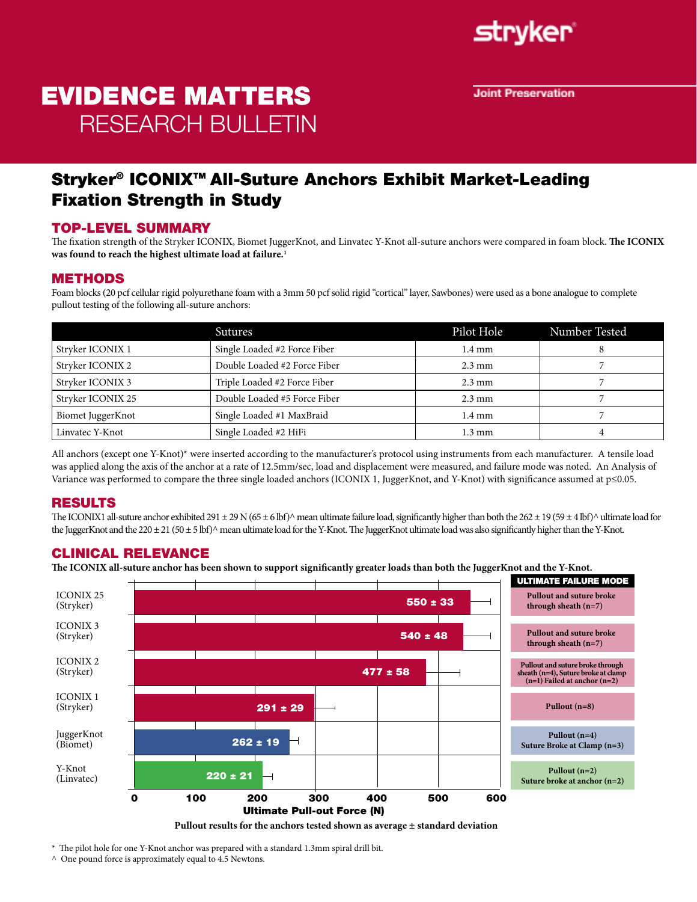stryker

# EVIDENCE MATTERS
RESEARCH BULLETIN

Joint Preservation

## Stryker® ICONIX™ All-Suture Anchors Exhibit Market-Leading Fixation Strength in Study

### TOP-LEVEL SUMMARY

The fixation strength of the Stryker ICONIX, Biomet JuggerKnot, and Linvatec Y-Knot all-suture anchors were compared in foam block. **The ICONIX was found to reach the highest ultimate load at failure.[1]**

### METHODS

Foam blocks (20 pcf cellular rigid polyurethane foam with a 3mm 50 pcf solid rigid "cortical" layer, Sawbones) were used as a bone analogue to complete pullout testing of the following all-suture anchors:

| | Sutures | Pilot Hole | Number Tested |
|---|---|---|---|
| Stryker ICONIX 1 | Single Loaded #2 Force Fiber | 1.4 mm | 8 |
| Stryker ICONIX 2 | Double Loaded #2 Force Fiber | 2.3 mm | 7 |
| Stryker ICONIX 3 | Triple Loaded #2 Force Fiber | 2.3 mm | 7 |
| Stryker ICONIX 25 | Double Loaded #5 Force Fiber | 2.3 mm | 7 |
| Biomet JuggerKnot | Single Loaded #1 MaxBraid | 1.4 mm | 7 |
| Linvatec Y-Knot | Single Loaded #2 HiFi | 1.3 mm | 4 |

All anchors (except one Y-Knot)* were inserted according to the manufacturer's protocol using instruments from each manufacturer. A tensile load was applied along the axis of the anchor at a rate of 12.5mm/sec, load and displacement were measured, and failure mode was noted. An Analysis of Variance was performed to compare the three single loaded anchors (ICONIX 1, JuggerKnot, and Y-Knot) with significance assumed at $p \leq 0.05$.

### RESULTS

The ICONIX1 all-suture anchor exhibited 291 ± 29 N (65 ± 6 lbf)^ mean ultimate failure load, significantly higher than both the 262 ± 19 (59 ± 4 lbf)^ ultimate load for the JuggerKnot and the 220 ± 21 (50 ± 5 lbf)^ mean ultimate load for the Y-Knot. The JuggerKnot ultimate load was also significantly higher than the Y-Knot.

### CLINICAL RELEVANCE

**The ICONIX all-suture anchor has been shown to support significantly greater loads than both the JuggerKnot and the Y-Knot.**

| Anchor | Ultimate Pull-out Force (N) | Ultimate Failure Mode |
|---|---|---|
| ICONIX 25 (Stryker) | 550 ± 33 | Pullout and suture broke through sheath (n=7) |
| ICONIX 3 (Stryker) | 540 ± 48 | Pullout and suture broke through sheath (n=7) |
| ICONIX 2 (Stryker) | 477 ± 58 | Pullout and suture broke through sheath (n=4), Suture broke at clamp (n=1) Failed at anchor (n=2) |
| ICONIX 1 (Stryker) | 291 ± 29 | Pullout (n=8) |
| JuggerKnot (Biomet) | 262 ± 19 | Pullout (n=4) Suture Broke at Clamp (n=3) |
| Y-Knot (Linvatec) | 220 ± 21 | Pullout (n=2) Suture broke at anchor (n=2) |

**Pullout results for the anchors tested shown as average ± standard deviation**

\* The pilot hole for one Y-Knot anchor was prepared with a standard 1.3mm spiral drill bit.

^ One pound force is approximately equal to 4.5 Newtons.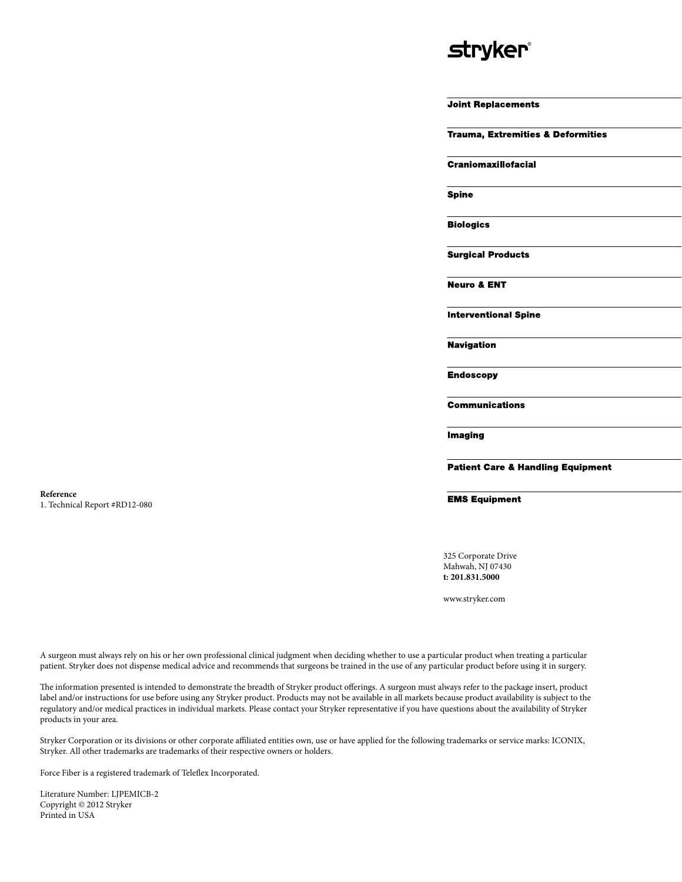stryker®

**Joint Replacements**

**Trauma, Extremities & Deformities**

**Craniomaxillofacial**

**Spine**

**Biologics**

**Surgical Products**

**Neuro & ENT**

**Interventional Spine**

**Navigation**

**Endoscopy**

**Communications**

**Imaging**

**Patient Care & Handling Equipment**

**EMS Equipment**

325 Corporate Drive
Mahwah, NJ 07430
**t: 201.831.5000**

www.stryker.com

**Reference**
1. Technical Report #RD12-080

A surgeon must always rely on his or her own professional clinical judgment when deciding whether to use a particular product when treating a particular patient. Stryker does not dispense medical advice and recommends that surgeons be trained in the use of any particular product before using it in surgery.

The information presented is intended to demonstrate the breadth of Stryker product offerings. A surgeon must always refer to the package insert, product label and/or instructions for use before using any Stryker product. Products may not be available in all markets because product availability is subject to the regulatory and/or medical practices in individual markets. Please contact your Stryker representative if you have questions about the availability of Stryker products in your area.

Stryker Corporation or its divisions or other corporate affiliated entities own, use or have applied for the following trademarks or service marks: ICONIX, Stryker. All other trademarks are trademarks of their respective owners or holders.

Force Fiber is a registered trademark of Teleflex Incorporated.

Literature Number: LJPEMICB-2
Copyright © 2012 Stryker
Printed in USA